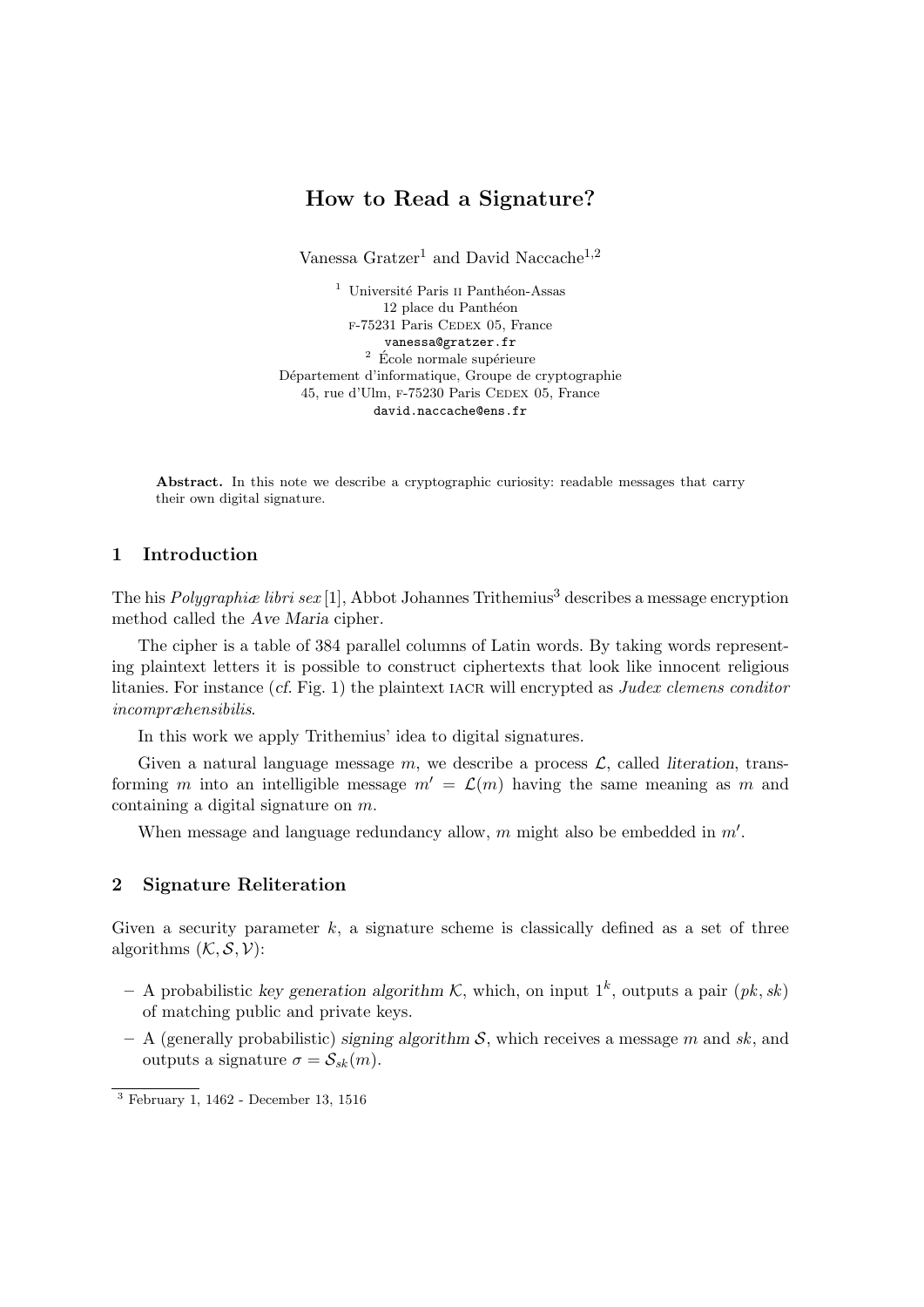# How to Read a Signature?

Vanessa Gratzer[1] and David Naccache[1,2]

[1] Université Paris II Panthéon-Assas
12 place du Panthéon
F-75231 Paris CEDEX 05, France
vanessa@gratzer.fr

[2] École normale supérieure
Département d'informatique, Groupe de cryptographie
45, rue d'Ulm, F-75230 Paris CEDEX 05, France
david.naccache@ens.fr

**Abstract.** In this note we describe a cryptographic curiosity: readable messages that carry their own digital signature.

## 1 Introduction

The his *Polygraphiæ libri sex* [1], Abbot Johannes Trithemius[3] describes a message encryption method called the *Ave Maria* cipher.

The cipher is a table of 384 parallel columns of Latin words. By taking words representing plaintext letters it is possible to construct ciphertexts that look like innocent religious litanies. For instance (*cf.* Fig. 1) the plaintext IACR will encrypted as *Judex clemens conditor incompræhensibilis*.

In this work we apply Trithemius' idea to digital signatures.

Given a natural language message $m$, we describe a process $\mathcal{L}$, called *literation*, transforming $m$ into an intelligible message $m' = \mathcal{L}(m)$ having the same meaning as $m$ and containing a digital signature on $m$.

When message and language redundancy allow, $m$ might also be embedded in $m'$.

## 2 Signature Reliteration

Given a security parameter $k$, a signature scheme is classically defined as a set of three algorithms $(\mathcal{K}, \mathcal{S}, \mathcal{V})$:

- A probabilistic *key generation algorithm* $\mathcal{K}$, which, on input $1^k$, outputs a pair $(pk, sk)$ of matching public and private keys.
- A (generally probabilistic) *signing algorithm* $\mathcal{S}$, which receives a message $m$ and $sk$, and outputs a signature $\sigma = \mathcal{S}_{sk}(m)$.

[3] February 1, 1462 - December 13, 1516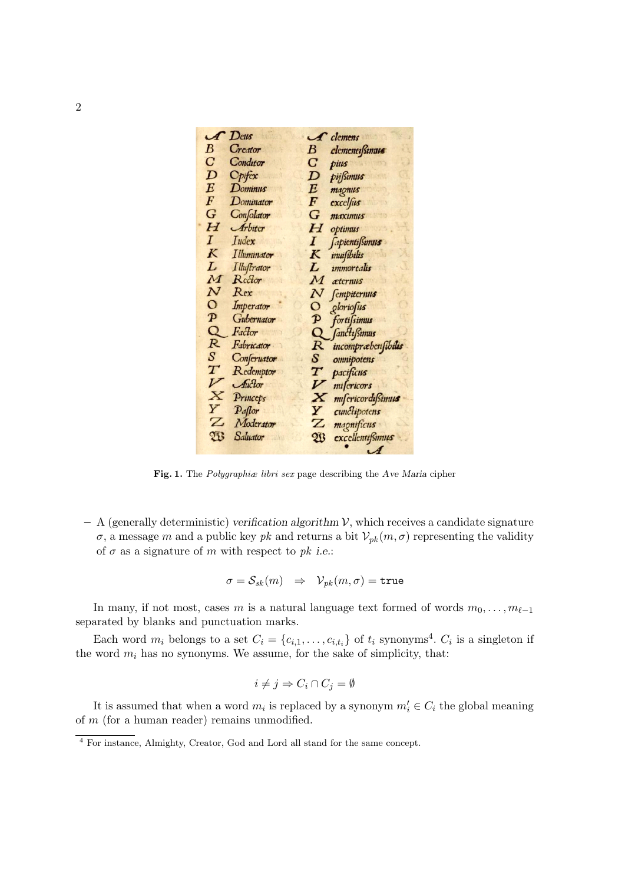| | | | |
|---|---|---|---|
| A | Deus | A | clemens |
| B | Creator | B | clementissimus |
| C | Conditor | C | pius |
| D | Opifex | D | piissimus |
| E | Dominus | E | magnus |
| F | Dominator | F | excelsus |
| G | Consolator | G | maximus |
| H | Arbiter | H | optimus |
| I | Iudex | I | sapientissimus |
| K | Illuminator | K | inuisibilis |
| L | Illustrator | L | immortalis |
| M | Rector | M | æternus |
| N | Rex | N | sempiternus |
| O | Imperator | O | gloriosus |
| P | Gubernator | P | fortissimus |
| Q | Factor | Q | sanctissimus |
| R | Fabricator | R | incomprehensibilis |
| S | Conseruator | S | omnipotens |
| T | Redemptor | T | pacificus |
| V | Auctor | V | misericors |
| X | Princeps | X | misericordissimus |
| Y | Pastor | Y | cunctipotens |
| Z | Moderator | Z | magnificus |
| W | Saluator | W | excellentissimus |

**Fig. 1.** The *Polygraphiæ libri sex* page describing the *Ave Maria* cipher

– A (generally deterministic) *verification algorithm* $\mathcal{V}$, which receives a candidate signature $\sigma$, a message $m$ and a public key $pk$ and returns a bit $\mathcal{V}_{pk}(m, \sigma)$ representing the validity of $\sigma$ as a signature of $m$ with respect to $pk$ *i.e.*:

$$\sigma = \mathcal{S}_{sk}(m) \quad \Rightarrow \quad \mathcal{V}_{pk}(m, \sigma) = \texttt{true}$$

In many, if not most, cases $m$ is a natural language text formed of words $m_0, \ldots, m_{\ell-1}$ separated by blanks and punctuation marks.

Each word $m_i$ belongs to a set $C_i = \{c_{i,1}, \ldots, c_{i,t_i}\}$ of $t_i$ synonyms[4]. $C_i$ is a singleton if the word $m_i$ has no synonyms. We assume, for the sake of simplicity, that:

$$i \neq j \Rightarrow C_i \cap C_j = \emptyset$$

It is assumed that when a word $m_i$ is replaced by a synonym $m'_i \in C_i$ the global meaning of $m$ (for a human reader) remains unmodified.

[4] For instance, Almighty, Creator, God and Lord all stand for the same concept.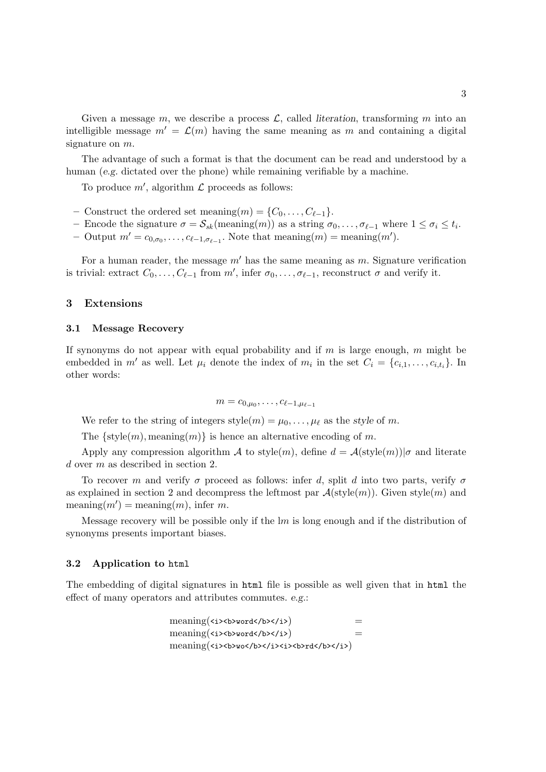Given a message $m$, we describe a process $\mathcal{L}$, called *literation*, transforming $m$ into an intelligible message $m' = \mathcal{L}(m)$ having the same meaning as $m$ and containing a digital signature on $m$.

The advantage of such a format is that the document can be read and understood by a human (*e.g.* dictated over the phone) while remaining verifiable by a machine.

To produce $m'$, algorithm $\mathcal{L}$ proceeds as follows:

- Construct the ordered set $\text{meaning}(m) = \{C_0, \ldots, C_{\ell-1}\}$.
- Encode the signature $\sigma = \mathcal{S}_{sk}(\text{meaning}(m))$ as a string $\sigma_0, \ldots, \sigma_{\ell-1}$ where $1 \leq \sigma_i \leq t_i$.
- Output $m' = c_{0,\sigma_0}, \ldots, c_{\ell-1,\sigma_{\ell-1}}$. Note that $\text{meaning}(m) = \text{meaning}(m')$.

For a human reader, the message $m'$ has the same meaning as $m$. Signature verification is trivial: extract $C_0, \ldots, C_{\ell-1}$ from $m'$, infer $\sigma_0, \ldots, \sigma_{\ell-1}$, reconstruct $\sigma$ and verify it.

## 3 Extensions

### 3.1 Message Recovery

If synonyms do not appear with equal probability and if $m$ is large enough, $m$ might be embedded in $m'$ as well. Let $\mu_i$ denote the index of $m_i$ in the set $C_i = \{c_{i,1}, \ldots, c_{i,t_i}\}$. In other words:

$$m = c_{0,\mu_0}, \ldots, c_{\ell-1,\mu_{\ell-1}}$$

We refer to the string of integers $\text{style}(m) = \mu_0, \ldots, \mu_\ell$ as the *style* of $m$.

The $\{\text{style}(m), \text{meaning}(m)\}$ is hence an alternative encoding of $m$.

Apply any compression algorithm $\mathcal{A}$ to $\text{style}(m)$, define $d = \mathcal{A}(\text{style}(m))|\sigma$ and literate $d$ over $m$ as described in section 2.

To recover $m$ and verify $\sigma$ proceed as follows: infer $d$, split $d$ into two parts, verify $\sigma$ as explained in section 2 and decompress the leftmost par $\mathcal{A}(\text{style}(m))$. Given $\text{style}(m)$ and $\text{meaning}(m') = \text{meaning}(m)$, infer $m$.

Message recovery will be possible only if the l$m$ is long enough and if the distribution of synonyms presents important biases.

### 3.2 Application to `html`

The embedding of digital signatures in `html` file is possible as well given that in `html` the effect of many operators and attributes commutes. *e.g.*:

meaning(`<i><b>word</b></i>`) =
meaning(`<i><b>word</b></i>`) =
meaning(`<i><b>wo</b></i><i><b>rd</b></i>`)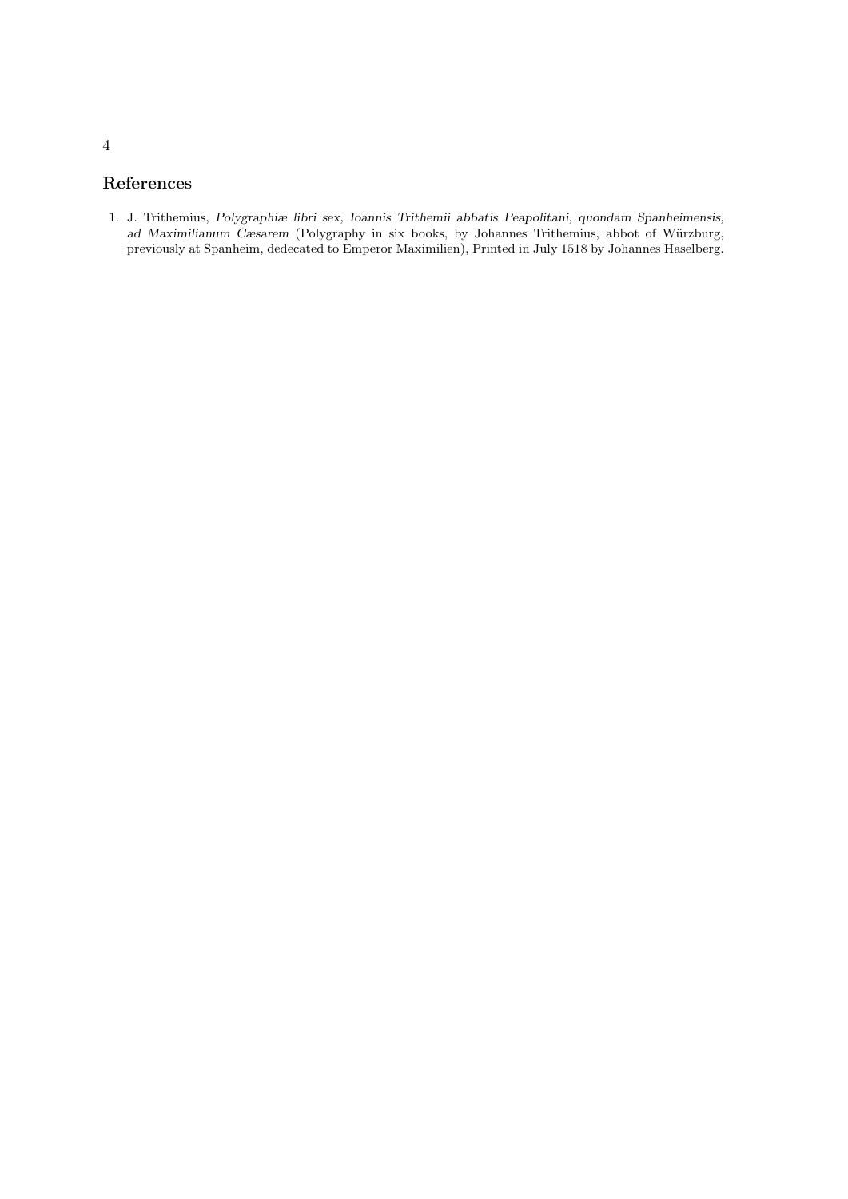## References

1. J. Trithemius, *Polygraphiæ libri sex, Ioannis Trithemii abbatis Peapolitani, quondam Spanheimensis, ad Maximilianum Cæsarem* (Polygraphy in six books, by Johannes Trithemius, abbot of Würzburg, previously at Spanheim, dedecated to Emperor Maximilien), Printed in July 1518 by Johannes Haselberg.